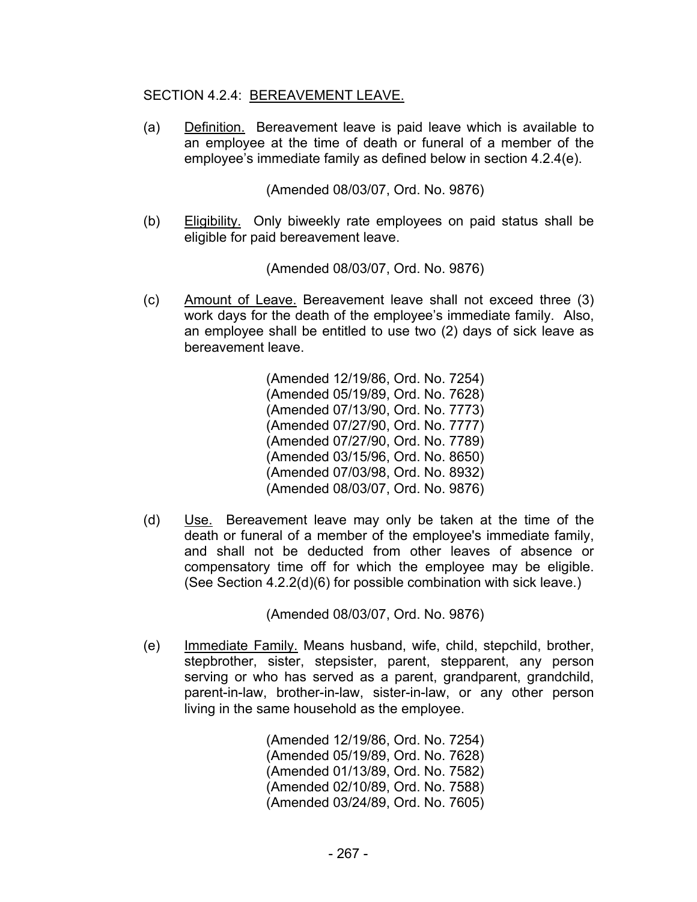## SECTION 4.2.4: BEREAVEMENT LEAVE.

(a) Definition. Bereavement leave is paid leave which is available to an employee at the time of death or funeral of a member of the employee's immediate family as defined below in section 4.2.4(e).

(Amended 08/03/07, Ord. No. 9876)

(b) Eligibility. Only biweekly rate employees on paid status shall be eligible for paid bereavement leave.

(Amended 08/03/07, Ord. No. 9876)

(c) Amount of Leave. Bereavement leave shall not exceed three (3) work days for the death of the employee's immediate family. Also, an employee shall be entitled to use two (2) days of sick leave as bereavement leave.

(Amended 12/19/86, Ord. No. 7254)
(Amended 05/19/89, Ord. No. 7628)
(Amended 07/13/90, Ord. No. 7773)
(Amended 07/27/90, Ord. No. 7777)
(Amended 07/27/90, Ord. No. 7789)
(Amended 03/15/96, Ord. No. 8650)
(Amended 07/03/98, Ord. No. 8932)
(Amended 08/03/07, Ord. No. 9876)

(d) Use. Bereavement leave may only be taken at the time of the death or funeral of a member of the employee's immediate family, and shall not be deducted from other leaves of absence or compensatory time off for which the employee may be eligible. (See Section 4.2.2(d)(6) for possible combination with sick leave.)

(Amended 08/03/07, Ord. No. 9876)

(e) Immediate Family. Means husband, wife, child, stepchild, brother, stepbrother, sister, stepsister, parent, stepparent, any person serving or who has served as a parent, grandparent, grandchild, parent-in-law, brother-in-law, sister-in-law, or any other person living in the same household as the employee.

(Amended 12/19/86, Ord. No. 7254)
(Amended 05/19/89, Ord. No. 7628)
(Amended 01/13/89, Ord. No. 7582)
(Amended 02/10/89, Ord. No. 7588)
(Amended 03/24/89, Ord. No. 7605)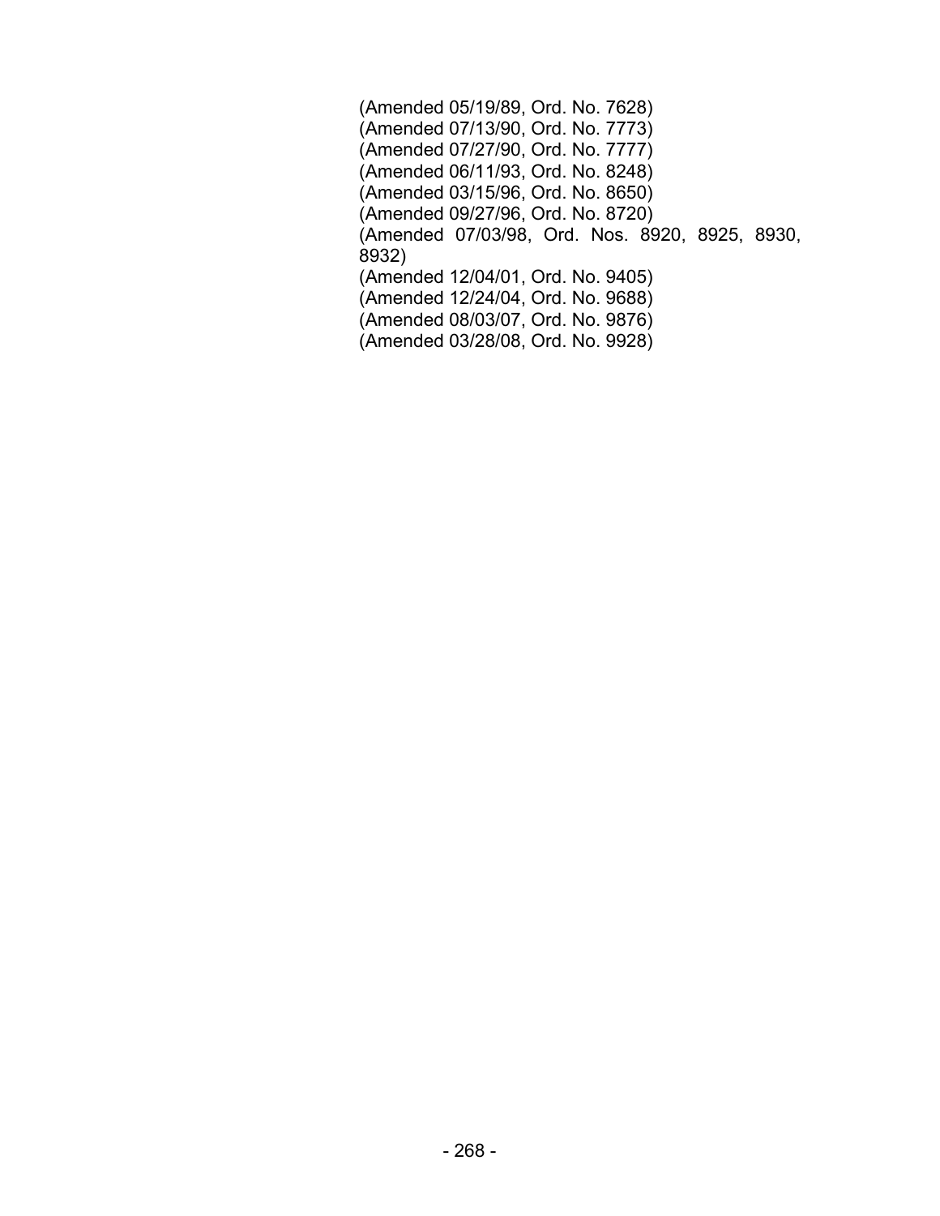(Amended 05/19/89, Ord. No. 7628)
(Amended 07/13/90, Ord. No. 7773)
(Amended 07/27/90, Ord. No. 7777)
(Amended 06/11/93, Ord. No. 8248)
(Amended 03/15/96, Ord. No. 8650)
(Amended 09/27/96, Ord. No. 8720)
(Amended 07/03/98, Ord. Nos. 8920, 8925, 8930, 8932)
(Amended 12/04/01, Ord. No. 9405)
(Amended 12/24/04, Ord. No. 9688)
(Amended 08/03/07, Ord. No. 9876)
(Amended 03/28/08, Ord. No. 9928)